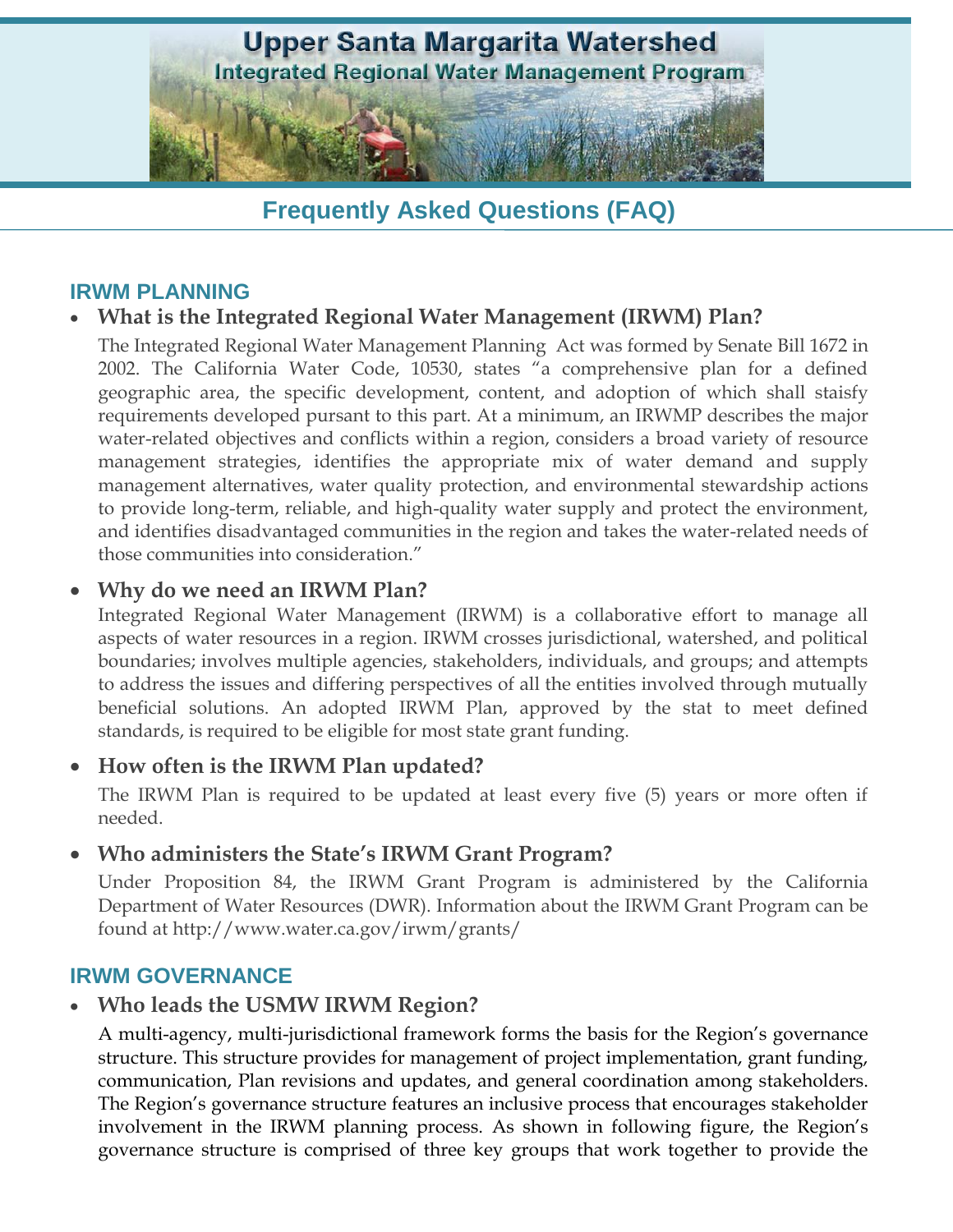# Upper Santa Margarita Watershed

## Integrated Regional Water Management Program

## Frequently Asked Questions (FAQ)

### IRWM PLANNING

- **What is the Integrated Regional Water Management (IRWM) Plan?**

  The Integrated Regional Water Management Planning Act was formed by Senate Bill 1672 in 2002. The California Water Code, 10530, states "a comprehensive plan for a defined geographic area, the specific development, content, and adoption of which shall staisfy requirements developed pursant to this part. At a minimum, an IRWMP describes the major water-related objectives and conflicts within a region, considers a broad variety of resource management strategies, identifies the appropriate mix of water demand and supply management alternatives, water quality protection, and environmental stewardship actions to provide long-term, reliable, and high-quality water supply and protect the environment, and identifies disadvantaged communities in the region and takes the water-related needs of those communities into consideration."

- **Why do we need an IRWM Plan?**

  Integrated Regional Water Management (IRWM) is a collaborative effort to manage all aspects of water resources in a region. IRWM crosses jurisdictional, watershed, and political boundaries; involves multiple agencies, stakeholders, individuals, and groups; and attempts to address the issues and differing perspectives of all the entities involved through mutually beneficial solutions. An adopted IRWM Plan, approved by the stat to meet defined standards, is required to be eligible for most state grant funding.

- **How often is the IRWM Plan updated?**

  The IRWM Plan is required to be updated at least every five (5) years or more often if needed.

- **Who administers the State's IRWM Grant Program?**

  Under Proposition 84, the IRWM Grant Program is administered by the California Department of Water Resources (DWR). Information about the IRWM Grant Program can be found at http://www.water.ca.gov/irwm/grants/

### IRWM GOVERNANCE

- **Who leads the USMW IRWM Region?**

  A multi-agency, multi-jurisdictional framework forms the basis for the Region's governance structure. This structure provides for management of project implementation, grant funding, communication, Plan revisions and updates, and general coordination among stakeholders. The Region's governance structure features an inclusive process that encourages stakeholder involvement in the IRWM planning process. As shown in following figure, the Region's governance structure is comprised of three key groups that work together to provide the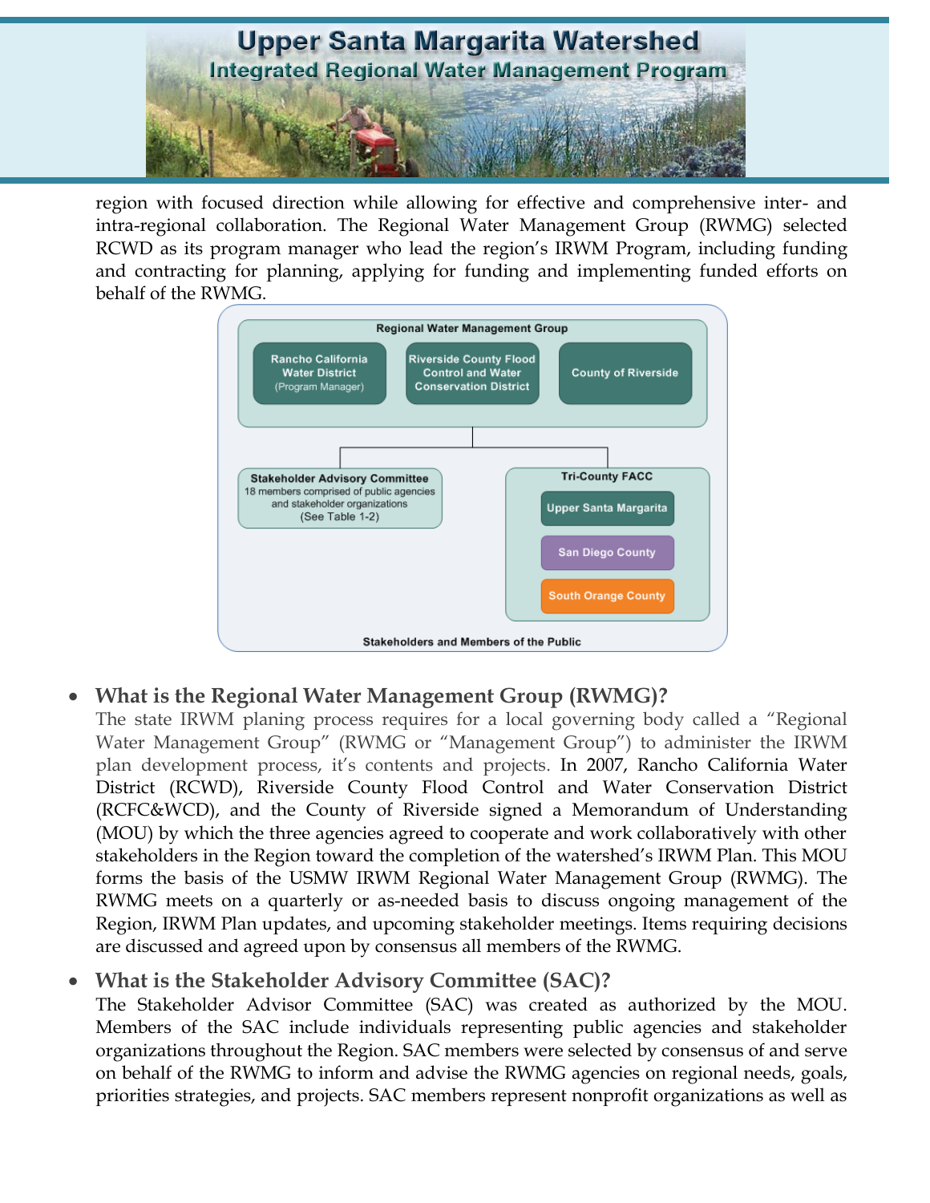region with focused direction while allowing for effective and comprehensive inter- and intra-regional collaboration. The Regional Water Management Group (RWMG) selected RCWD as its program manager who lead the region's IRWM Program, including funding and contracting for planning, applying for funding and implementing funded efforts on behalf of the RWMG.

Regional Water Management Group

- Rancho California Water District (Program Manager)
- Riverside County Flood Control and Water Conservation District
- County of Riverside

Stakeholder Advisory Committee
18 members comprised of public agencies and stakeholder organizations
(See Table 1-2)

Tri-County FACC

- Upper Santa Margarita
- San Diego County
- South Orange County

Stakeholders and Members of the Public

- **What is the Regional Water Management Group (RWMG)?**
  The state IRWM planing process requires for a local governing body called a "Regional Water Management Group" (RWMG or "Management Group") to administer the IRWM plan development process, it's contents and projects. In 2007, Rancho California Water District (RCWD), Riverside County Flood Control and Water Conservation District (RCFC&WCD), and the County of Riverside signed a Memorandum of Understanding (MOU) by which the three agencies agreed to cooperate and work collaboratively with other stakeholders in the Region toward the completion of the watershed's IRWM Plan. This MOU forms the basis of the USMW IRWM Regional Water Management Group (RWMG). The RWMG meets on a quarterly or as-needed basis to discuss ongoing management of the Region, IRWM Plan updates, and upcoming stakeholder meetings. Items requiring decisions are discussed and agreed upon by consensus all members of the RWMG.

- **What is the Stakeholder Advisory Committee (SAC)?**
  The Stakeholder Advisor Committee (SAC) was created as authorized by the MOU. Members of the SAC include individuals representing public agencies and stakeholder organizations throughout the Region. SAC members were selected by consensus of and serve on behalf of the RWMG to inform and advise the RWMG agencies on regional needs, goals, priorities strategies, and projects. SAC members represent nonprofit organizations as well as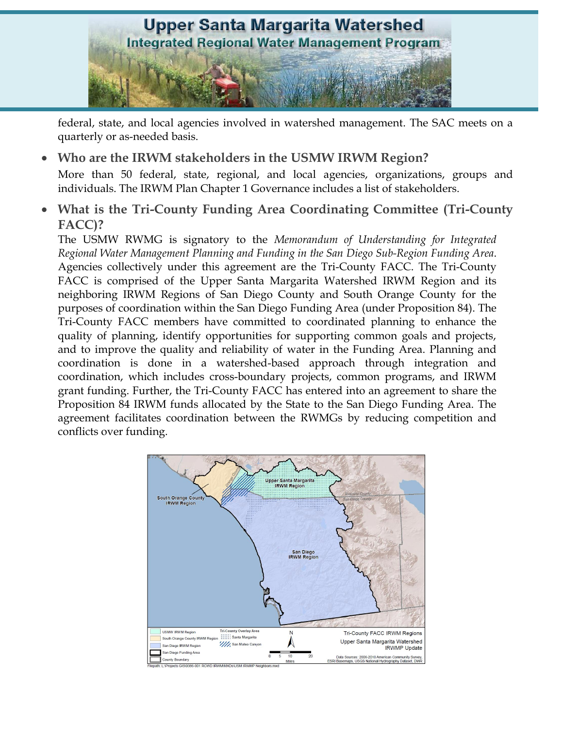federal, state, and local agencies involved in watershed management. The SAC meets on a quarterly or as-needed basis.

- **Who are the IRWM stakeholders in the USMW IRWM Region?**

  More than 50 federal, state, regional, and local agencies, organizations, groups and individuals. The IRWM Plan Chapter 1 Governance includes a list of stakeholders.

- **What is the Tri-County Funding Area Coordinating Committee (Tri-County FACC)?**

  The USMW RWMG is signatory to the *Memorandum of Understanding for Integrated Regional Water Management Planning and Funding in the San Diego Sub-Region Funding Area*. Agencies collectively under this agreement are the Tri-County FACC. The Tri-County FACC is comprised of the Upper Santa Margarita Watershed IRWM Region and its neighboring IRWM Regions of San Diego County and South Orange County for the purposes of coordination within the San Diego Funding Area (under Proposition 84). The Tri-County FACC members have committed to coordinated planning to enhance the quality of planning, identify opportunities for supporting common goals and projects, and to improve the quality and reliability of water in the Funding Area. Planning and coordination is done in a watershed-based approach through integration and coordination, which includes cross-boundary projects, common programs, and IRWM grant funding. Further, the Tri-County FACC has entered into an agreement to share the Proposition 84 IRWM funds allocated by the State to the San Diego Funding Area. The agreement facilitates coordination between the RWMGs by reducing competition and conflicts over funding.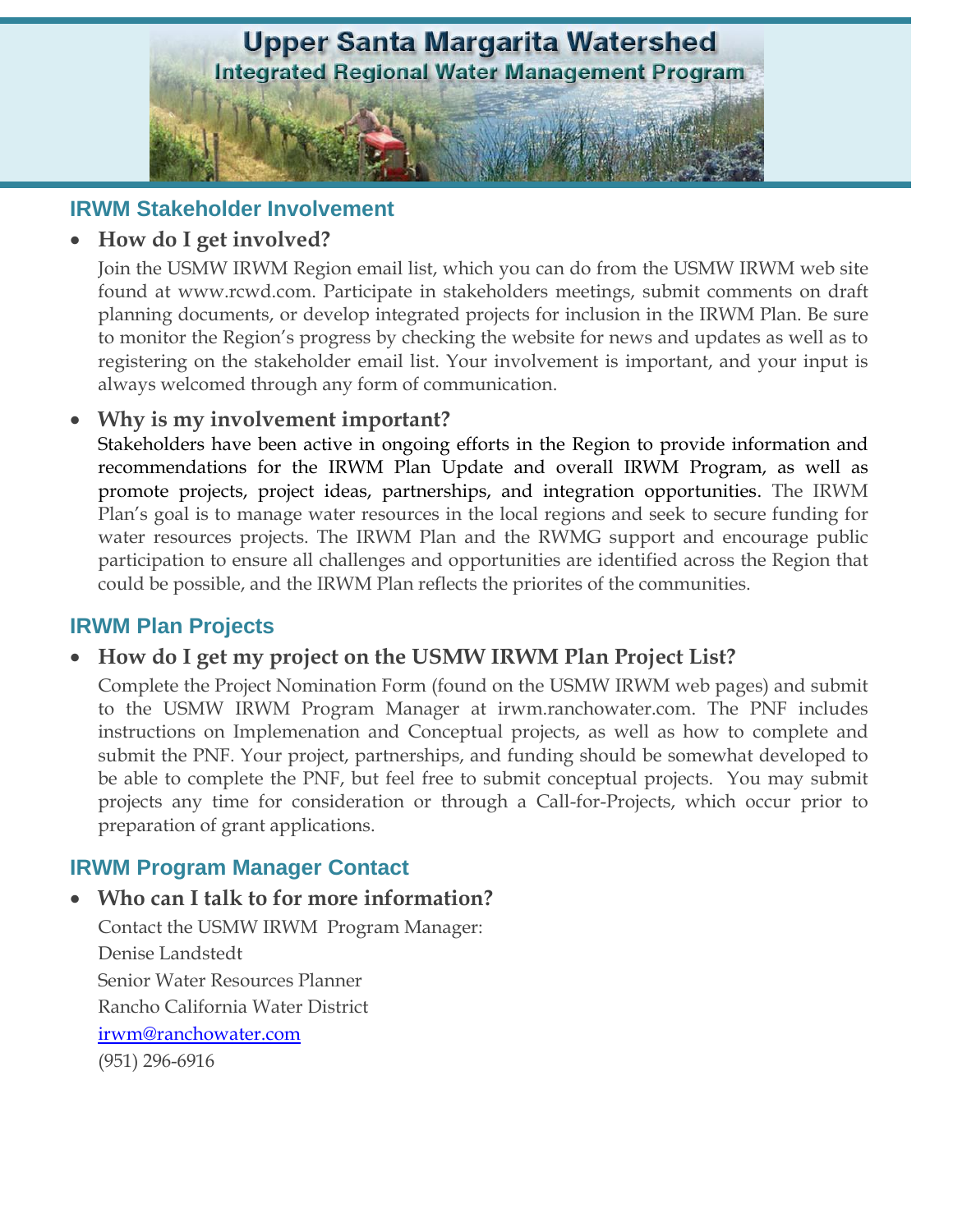# Upper Santa Margarita Watershed
## Integrated Regional Water Management Program

## IRWM Stakeholder Involvement

- **How do I get involved?**

  Join the USMW IRWM Region email list, which you can do from the USMW IRWM web site found at www.rcwd.com. Participate in stakeholders meetings, submit comments on draft planning documents, or develop integrated projects for inclusion in the IRWM Plan. Be sure to monitor the Region's progress by checking the website for news and updates as well as to registering on the stakeholder email list. Your involvement is important, and your input is always welcomed through any form of communication.

- **Why is my involvement important?**

  Stakeholders have been active in ongoing efforts in the Region to provide information and recommendations for the IRWM Plan Update and overall IRWM Program, as well as promote projects, project ideas, partnerships, and integration opportunities. The IRWM Plan's goal is to manage water resources in the local regions and seek to secure funding for water resources projects. The IRWM Plan and the RWMG support and encourage public participation to ensure all challenges and opportunities are identified across the Region that could be possible, and the IRWM Plan reflects the priorites of the communities.

## IRWM Plan Projects

- **How do I get my project on the USMW IRWM Plan Project List?**

  Complete the Project Nomination Form (found on the USMW IRWM web pages) and submit to the USMW IRWM Program Manager at irwm.ranchowater.com. The PNF includes instructions on Implemenation and Conceptual projects, as well as how to complete and submit the PNF. Your project, partnerships, and funding should be somewhat developed to be able to complete the PNF, but feel free to submit conceptual projects. You may submit projects any time for consideration or through a Call-for-Projects, which occur prior to preparation of grant applications.

## IRWM Program Manager Contact

- **Who can I talk to for more information?**

  Contact the USMW IRWM Program Manager:
  Denise Landstedt
  Senior Water Resources Planner
  Rancho California Water District
  irwm@ranchowater.com
  (951) 296-6916